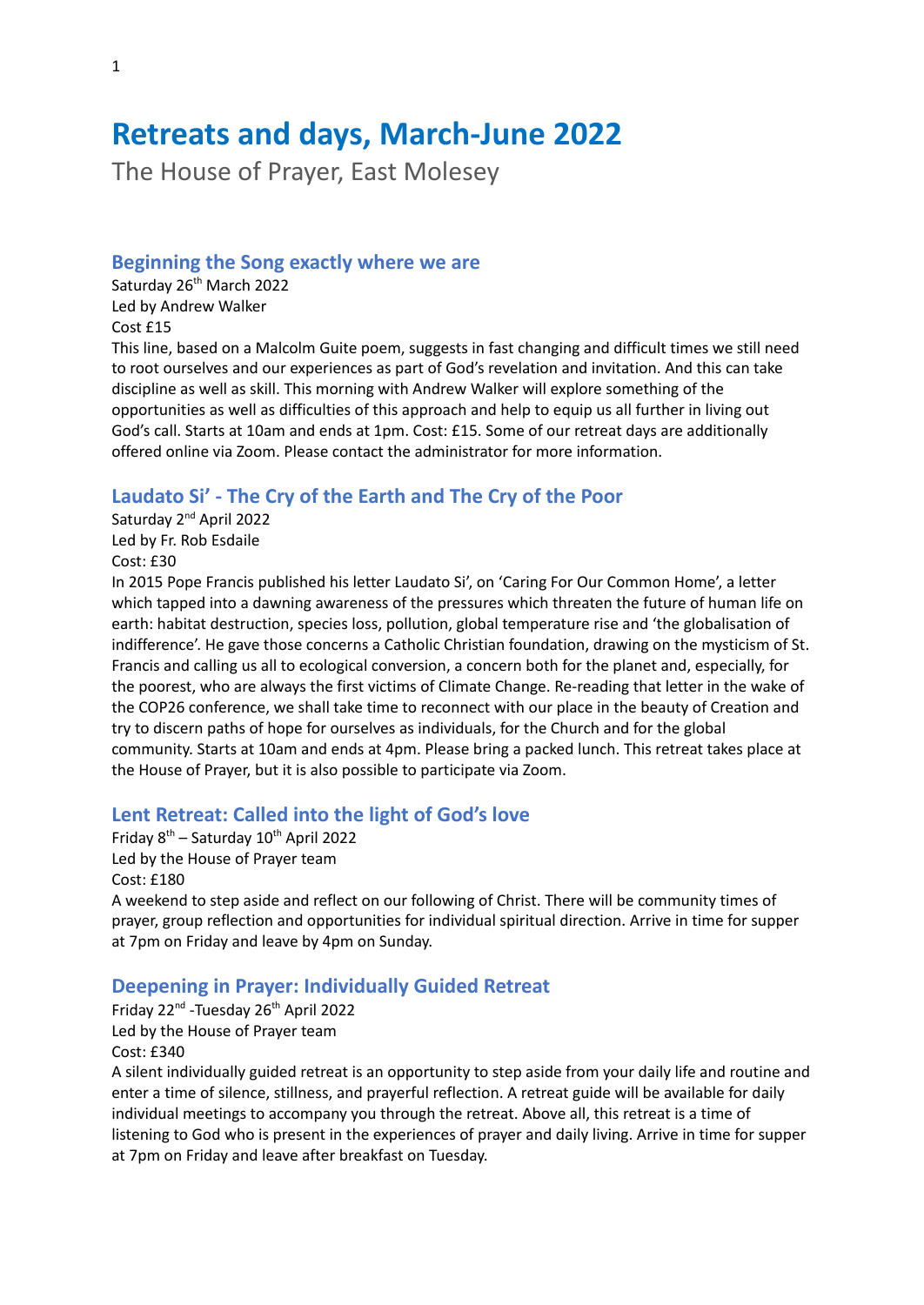# Retreats and days, March-June 2022

The House of Prayer, East Molesey

## Beginning the Song exactly where we are

Saturday 26th March 2022
Led by Andrew Walker
Cost £15

This line, based on a Malcolm Guite poem, suggests in fast changing and difficult times we still need to root ourselves and our experiences as part of God's revelation and invitation. And this can take discipline as well as skill. This morning with Andrew Walker will explore something of the opportunities as well as difficulties of this approach and help to equip us all further in living out God's call. Starts at 10am and ends at 1pm. Cost: £15. Some of our retreat days are additionally offered online via Zoom. Please contact the administrator for more information.

## Laudato Si' - The Cry of the Earth and The Cry of the Poor

Saturday 2nd April 2022
Led by Fr. Rob Esdaile
Cost: £30

In 2015 Pope Francis published his letter Laudato Si', on 'Caring For Our Common Home', a letter which tapped into a dawning awareness of the pressures which threaten the future of human life on earth: habitat destruction, species loss, pollution, global temperature rise and 'the globalisation of indifference'. He gave those concerns a Catholic Christian foundation, drawing on the mysticism of St. Francis and calling us all to ecological conversion, a concern both for the planet and, especially, for the poorest, who are always the first victims of Climate Change. Re-reading that letter in the wake of the COP26 conference, we shall take time to reconnect with our place in the beauty of Creation and try to discern paths of hope for ourselves as individuals, for the Church and for the global community. Starts at 10am and ends at 4pm. Please bring a packed lunch. This retreat takes place at the House of Prayer, but it is also possible to participate via Zoom.

## Lent Retreat: Called into the light of God's love

Friday 8th – Saturday 10th April 2022
Led by the House of Prayer team
Cost: £180

A weekend to step aside and reflect on our following of Christ. There will be community times of prayer, group reflection and opportunities for individual spiritual direction. Arrive in time for supper at 7pm on Friday and leave by 4pm on Sunday.

## Deepening in Prayer: Individually Guided Retreat

Friday 22nd -Tuesday 26th April 2022
Led by the House of Prayer team
Cost: £340

A silent individually guided retreat is an opportunity to step aside from your daily life and routine and enter a time of silence, stillness, and prayerful reflection. A retreat guide will be available for daily individual meetings to accompany you through the retreat. Above all, this retreat is a time of listening to God who is present in the experiences of prayer and daily living. Arrive in time for supper at 7pm on Friday and leave after breakfast on Tuesday.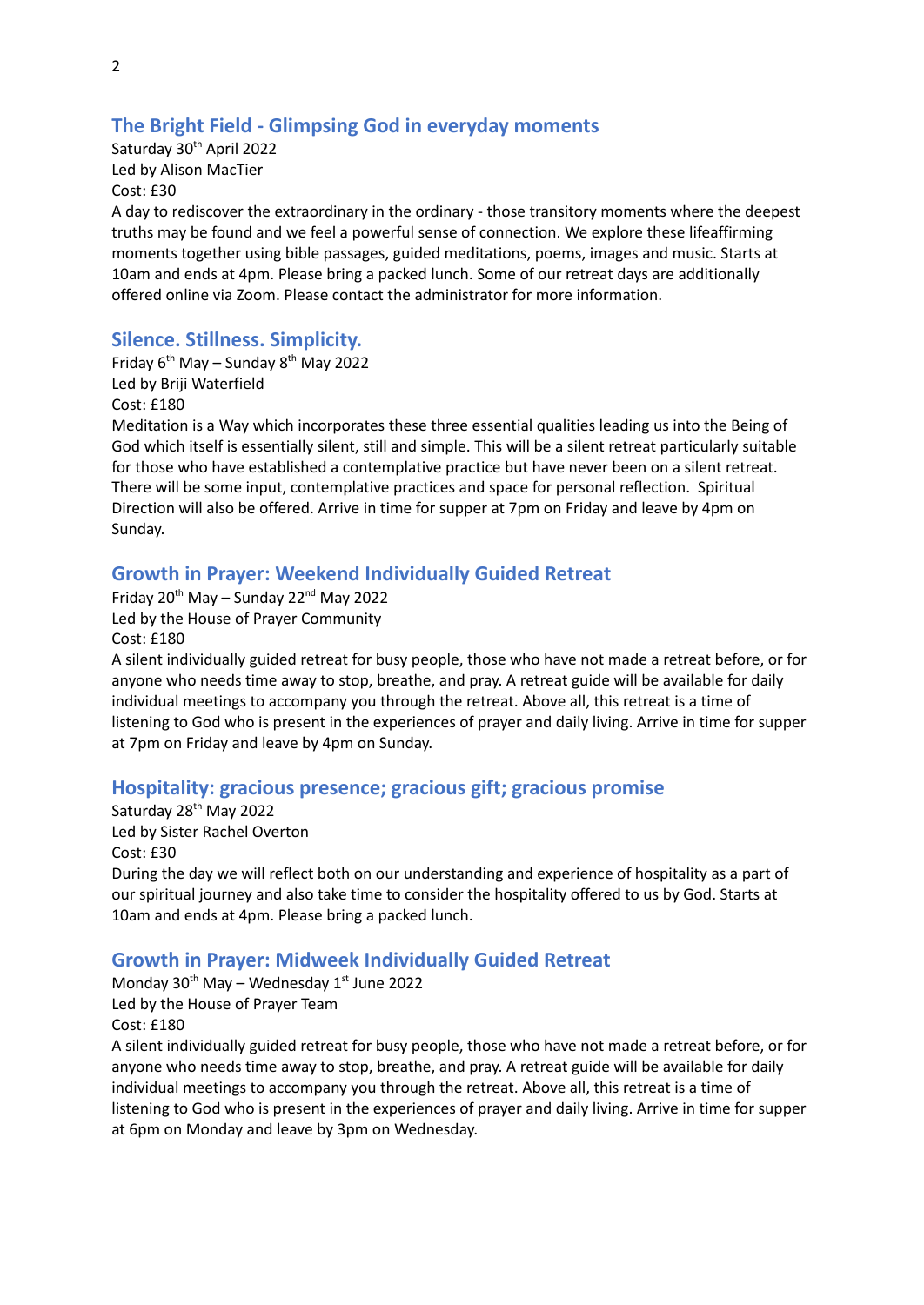## The Bright Field - Glimpsing God in everyday moments

Saturday 30th April 2022
Led by Alison MacTier
Cost: £30

A day to rediscover the extraordinary in the ordinary - those transitory moments where the deepest truths may be found and we feel a powerful sense of connection. We explore these lifeaffirming moments together using bible passages, guided meditations, poems, images and music. Starts at 10am and ends at 4pm. Please bring a packed lunch. Some of our retreat days are additionally offered online via Zoom. Please contact the administrator for more information.

## Silence. Stillness. Simplicity.

Friday 6th May – Sunday 8th May 2022
Led by Briji Waterfield
Cost: £180

Meditation is a Way which incorporates these three essential qualities leading us into the Being of God which itself is essentially silent, still and simple. This will be a silent retreat particularly suitable for those who have established a contemplative practice but have never been on a silent retreat. There will be some input, contemplative practices and space for personal reflection. Spiritual Direction will also be offered. Arrive in time for supper at 7pm on Friday and leave by 4pm on Sunday.

## Growth in Prayer: Weekend Individually Guided Retreat

Friday 20th May – Sunday 22nd May 2022
Led by the House of Prayer Community
Cost: £180

A silent individually guided retreat for busy people, those who have not made a retreat before, or for anyone who needs time away to stop, breathe, and pray. A retreat guide will be available for daily individual meetings to accompany you through the retreat. Above all, this retreat is a time of listening to God who is present in the experiences of prayer and daily living. Arrive in time for supper at 7pm on Friday and leave by 4pm on Sunday.

## Hospitality: gracious presence; gracious gift; gracious promise

Saturday 28th May 2022
Led by Sister Rachel Overton
Cost: £30

During the day we will reflect both on our understanding and experience of hospitality as a part of our spiritual journey and also take time to consider the hospitality offered to us by God. Starts at 10am and ends at 4pm. Please bring a packed lunch.

## Growth in Prayer: Midweek Individually Guided Retreat

Monday 30th May – Wednesday 1st June 2022
Led by the House of Prayer Team
Cost: £180

A silent individually guided retreat for busy people, those who have not made a retreat before, or for anyone who needs time away to stop, breathe, and pray. A retreat guide will be available for daily individual meetings to accompany you through the retreat. Above all, this retreat is a time of listening to God who is present in the experiences of prayer and daily living. Arrive in time for supper at 6pm on Monday and leave by 3pm on Wednesday.